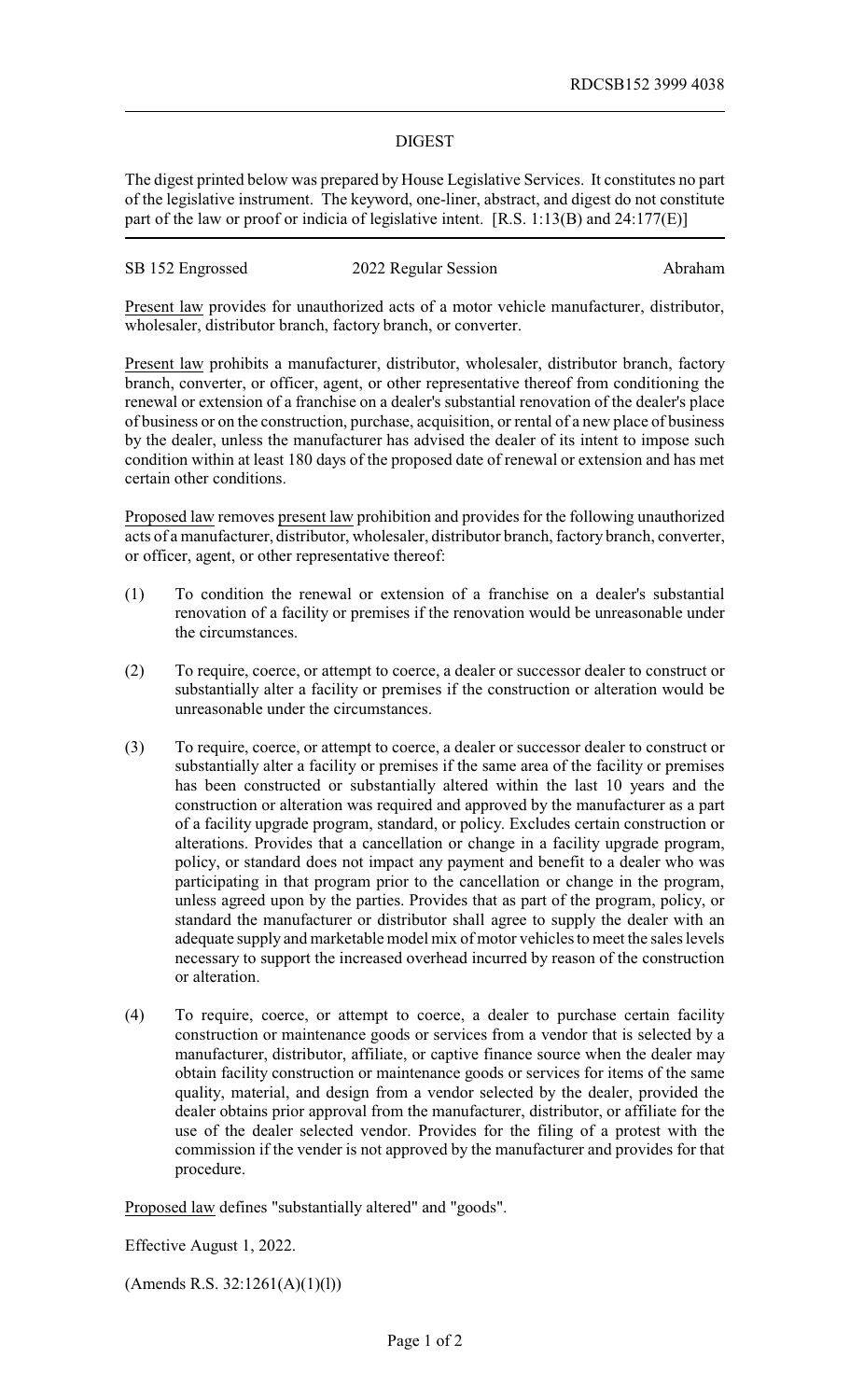RDCSB152 3999 4038

## DIGEST

The digest printed below was prepared by House Legislative Services. It constitutes no part of the legislative instrument. The keyword, one-liner, abstract, and digest do not constitute part of the law or proof or indicia of legislative intent. [R.S. 1:13(B) and 24:177(E)]

SB 152 Engrossed — 2022 Regular Session — Abraham

Present law provides for unauthorized acts of a motor vehicle manufacturer, distributor, wholesaler, distributor branch, factory branch, or converter.

Present law prohibits a manufacturer, distributor, wholesaler, distributor branch, factory branch, converter, or officer, agent, or other representative thereof from conditioning the renewal or extension of a franchise on a dealer's substantial renovation of the dealer's place of business or on the construction, purchase, acquisition, or rental of a new place of business by the dealer, unless the manufacturer has advised the dealer of its intent to impose such condition within at least 180 days of the proposed date of renewal or extension and has met certain other conditions.

Proposed law removes present law prohibition and provides for the following unauthorized acts of a manufacturer, distributor, wholesaler, distributor branch, factory branch, converter, or officer, agent, or other representative thereof:

(1) To condition the renewal or extension of a franchise on a dealer's substantial renovation of a facility or premises if the renovation would be unreasonable under the circumstances.

(2) To require, coerce, or attempt to coerce, a dealer or successor dealer to construct or substantially alter a facility or premises if the construction or alteration would be unreasonable under the circumstances.

(3) To require, coerce, or attempt to coerce, a dealer or successor dealer to construct or substantially alter a facility or premises if the same area of the facility or premises has been constructed or substantially altered within the last 10 years and the construction or alteration was required and approved by the manufacturer as a part of a facility upgrade program, standard, or policy. Excludes certain construction or alterations. Provides that a cancellation or change in a facility upgrade program, policy, or standard does not impact any payment and benefit to a dealer who was participating in that program prior to the cancellation or change in the program, unless agreed upon by the parties. Provides that as part of the program, policy, or standard the manufacturer or distributor shall agree to supply the dealer with an adequate supply and marketable model mix of motor vehicles to meet the sales levels necessary to support the increased overhead incurred by reason of the construction or alteration.

(4) To require, coerce, or attempt to coerce, a dealer to purchase certain facility construction or maintenance goods or services from a vendor that is selected by a manufacturer, distributor, affiliate, or captive finance source when the dealer may obtain facility construction or maintenance goods or services for items of the same quality, material, and design from a vendor selected by the dealer, provided the dealer obtains prior approval from the manufacturer, distributor, or affiliate for the use of the dealer selected vendor. Provides for the filing of a protest with the commission if the vender is not approved by the manufacturer and provides for that procedure.

Proposed law defines "substantially altered" and "goods".

Effective August 1, 2022.

(Amends R.S. 32:1261(A)(1)(l))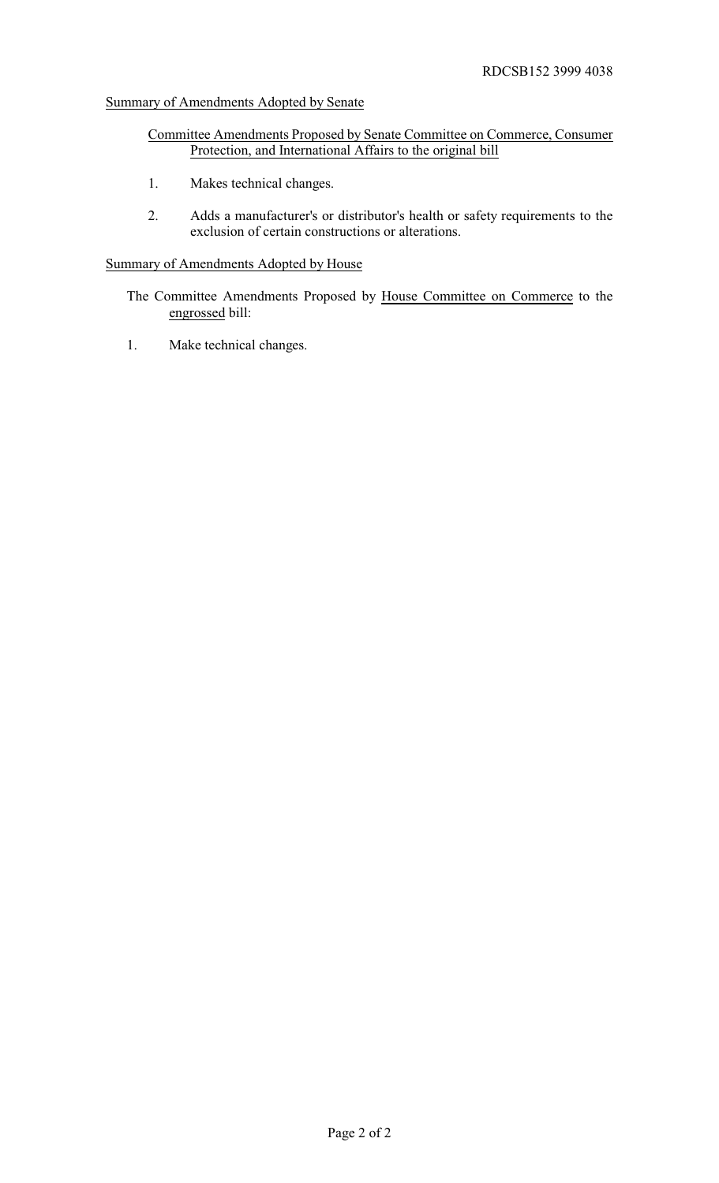Summary of Amendments Adopted by Senate

Committee Amendments Proposed by Senate Committee on Commerce, Consumer Protection, and International Affairs to the original bill

1. Makes technical changes.

2. Adds a manufacturer's or distributor's health or safety requirements to the exclusion of certain constructions or alterations.

Summary of Amendments Adopted by House

The Committee Amendments Proposed by House Committee on Commerce to the engrossed bill:

1. Make technical changes.